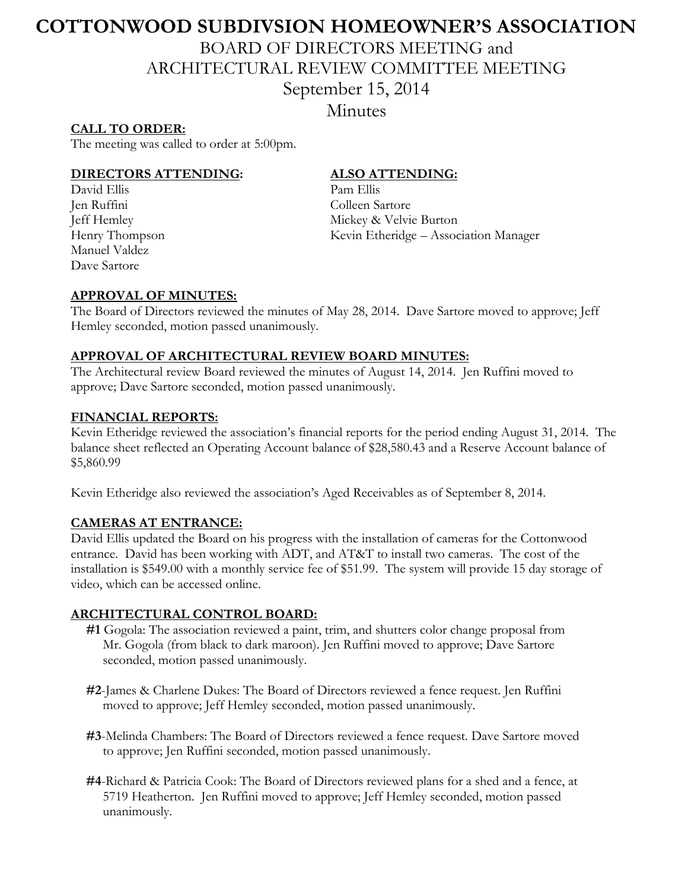# COTTONWOOD SUBDIVSION HOMEOWNER'S ASSOCIATION

## BOARD OF DIRECTORS MEETING and ARCHITECTURAL REVIEW COMMITTEE MEETING

## September 15, 2014

## Minutes

**CALL TO ORDER:**

The meeting was called to order at 5:00pm.

**DIRECTORS ATTENDING:**

David Ellis
Jen Ruffini
Jeff Hemley
Henry Thompson
Manuel Valdez
Dave Sartore

**ALSO ATTENDING:**

Pam Ellis
Colleen Sartore
Mickey & Velvie Burton
Kevin Etheridge – Association Manager

**APPROVAL OF MINUTES:**

The Board of Directors reviewed the minutes of May 28, 2014. Dave Sartore moved to approve; Jeff Hemley seconded, motion passed unanimously.

**APPROVAL OF ARCHITECTURAL REVIEW BOARD MINUTES:**

The Architectural review Board reviewed the minutes of August 14, 2014. Jen Ruffini moved to approve; Dave Sartore seconded, motion passed unanimously.

**FINANCIAL REPORTS:**

Kevin Etheridge reviewed the association's financial reports for the period ending August 31, 2014. The balance sheet reflected an Operating Account balance of $28,580.43 and a Reserve Account balance of $5,860.99

Kevin Etheridge also reviewed the association's Aged Receivables as of September 8, 2014.

**CAMERAS AT ENTRANCE:**

David Ellis updated the Board on his progress with the installation of cameras for the Cottonwood entrance. David has been working with ADT, and AT&T to install two cameras. The cost of the installation is $549.00 with a monthly service fee of $51.99. The system will provide 15 day storage of video, which can be accessed online.

**ARCHITECTURAL CONTROL BOARD:**

**#1** Gogola: The association reviewed a paint, trim, and shutters color change proposal from Mr. Gogola (from black to dark maroon). Jen Ruffini moved to approve; Dave Sartore seconded, motion passed unanimously.

**#2**-James & Charlene Dukes: The Board of Directors reviewed a fence request. Jen Ruffini moved to approve; Jeff Hemley seconded, motion passed unanimously.

**#3**-Melinda Chambers: The Board of Directors reviewed a fence request. Dave Sartore moved to approve; Jen Ruffini seconded, motion passed unanimously.

**#4**-Richard & Patricia Cook: The Board of Directors reviewed plans for a shed and a fence, at 5719 Heatherton. Jen Ruffini moved to approve; Jeff Hemley seconded, motion passed unanimously.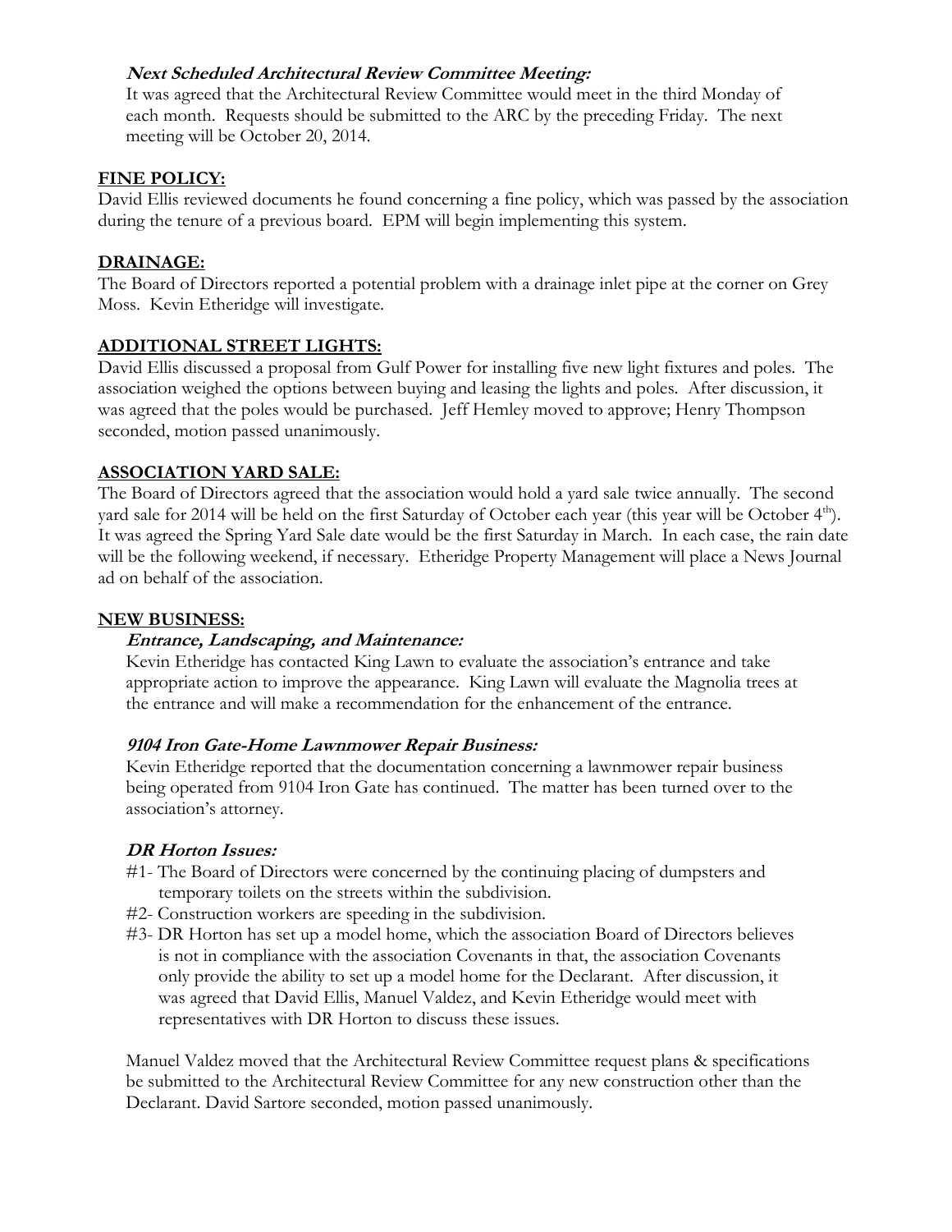***Next Scheduled Architectural Review Committee Meeting:***

It was agreed that the Architectural Review Committee would meet in the third Monday of each month. Requests should be submitted to the ARC by the preceding Friday. The next meeting will be October 20, 2014.

**FINE POLICY:**

David Ellis reviewed documents he found concerning a fine policy, which was passed by the association during the tenure of a previous board. EPM will begin implementing this system.

**DRAINAGE:**

The Board of Directors reported a potential problem with a drainage inlet pipe at the corner on Grey Moss. Kevin Etheridge will investigate.

**ADDITIONAL STREET LIGHTS:**

David Ellis discussed a proposal from Gulf Power for installing five new light fixtures and poles. The association weighed the options between buying and leasing the lights and poles. After discussion, it was agreed that the poles would be purchased. Jeff Hemley moved to approve; Henry Thompson seconded, motion passed unanimously.

**ASSOCIATION YARD SALE:**

The Board of Directors agreed that the association would hold a yard sale twice annually. The second yard sale for 2014 will be held on the first Saturday of October each year (this year will be October 4th). It was agreed the Spring Yard Sale date would be the first Saturday in March. In each case, the rain date will be the following weekend, if necessary. Etheridge Property Management will place a News Journal ad on behalf of the association.

**NEW BUSINESS:**

***Entrance, Landscaping, and Maintenance:***

Kevin Etheridge has contacted King Lawn to evaluate the association's entrance and take appropriate action to improve the appearance. King Lawn will evaluate the Magnolia trees at the entrance and will make a recommendation for the enhancement of the entrance.

***9104 Iron Gate-Home Lawnmower Repair Business:***

Kevin Etheridge reported that the documentation concerning a lawnmower repair business being operated from 9104 Iron Gate has continued. The matter has been turned over to the association's attorney.

***DR Horton Issues:***

#1- The Board of Directors were concerned by the continuing placing of dumpsters and temporary toilets on the streets within the subdivision.

#2- Construction workers are speeding in the subdivision.

#3- DR Horton has set up a model home, which the association Board of Directors believes is not in compliance with the association Covenants in that, the association Covenants only provide the ability to set up a model home for the Declarant. After discussion, it was agreed that David Ellis, Manuel Valdez, and Kevin Etheridge would meet with representatives with DR Horton to discuss these issues.

Manuel Valdez moved that the Architectural Review Committee request plans & specifications be submitted to the Architectural Review Committee for any new construction other than the Declarant. David Sartore seconded, motion passed unanimously.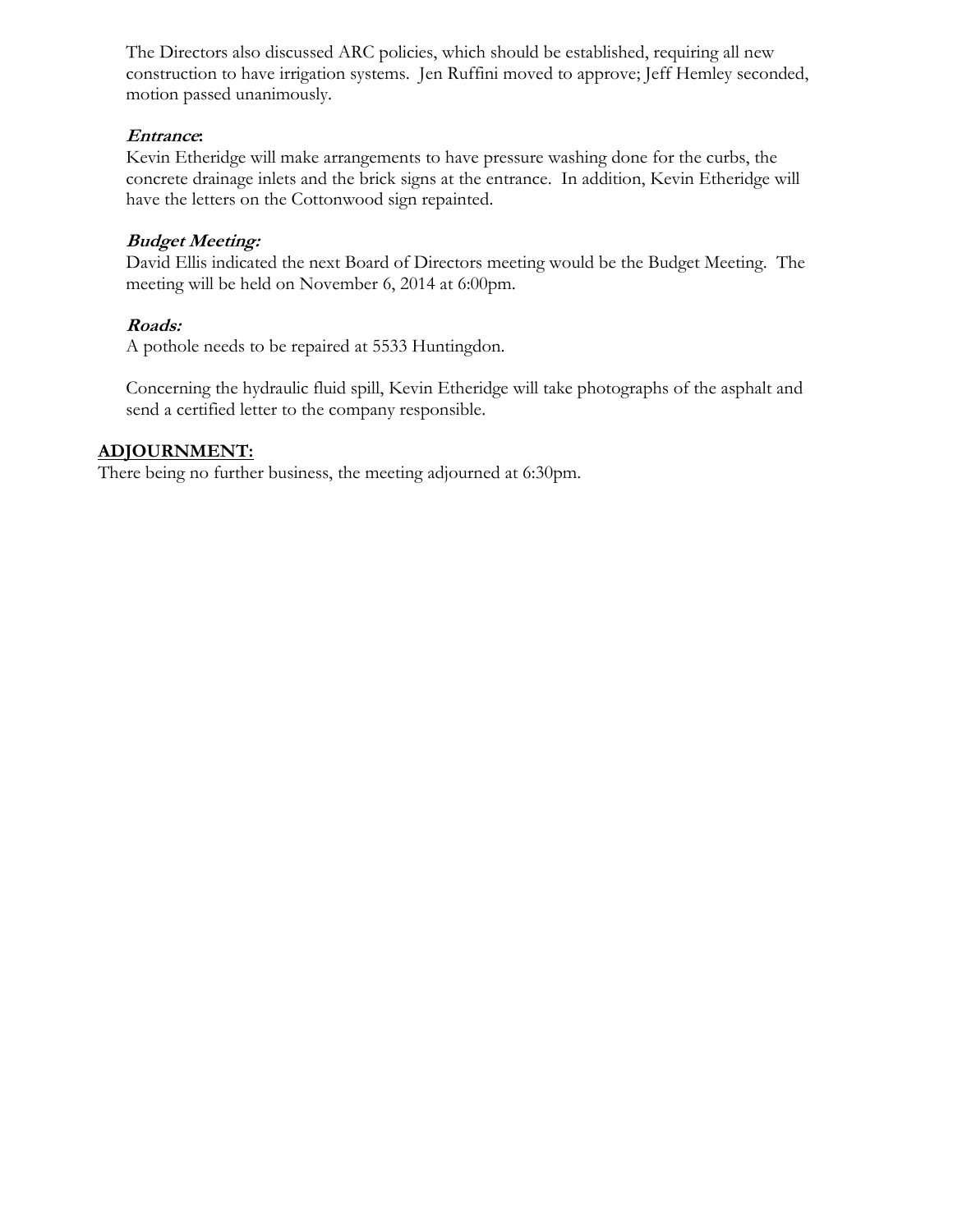The Directors also discussed ARC policies, which should be established, requiring all new construction to have irrigation systems. Jen Ruffini moved to approve; Jeff Hemley seconded, motion passed unanimously.

***Entrance*:**
Kevin Etheridge will make arrangements to have pressure washing done for the curbs, the concrete drainage inlets and the brick signs at the entrance. In addition, Kevin Etheridge will have the letters on the Cottonwood sign repainted.

***Budget Meeting:***
David Ellis indicated the next Board of Directors meeting would be the Budget Meeting. The meeting will be held on November 6, 2014 at 6:00pm.

***Roads:***
A pothole needs to be repaired at 5533 Huntingdon.

Concerning the hydraulic fluid spill, Kevin Etheridge will take photographs of the asphalt and send a certified letter to the company responsible.

## ADJOURNMENT:

There being no further business, the meeting adjourned at 6:30pm.